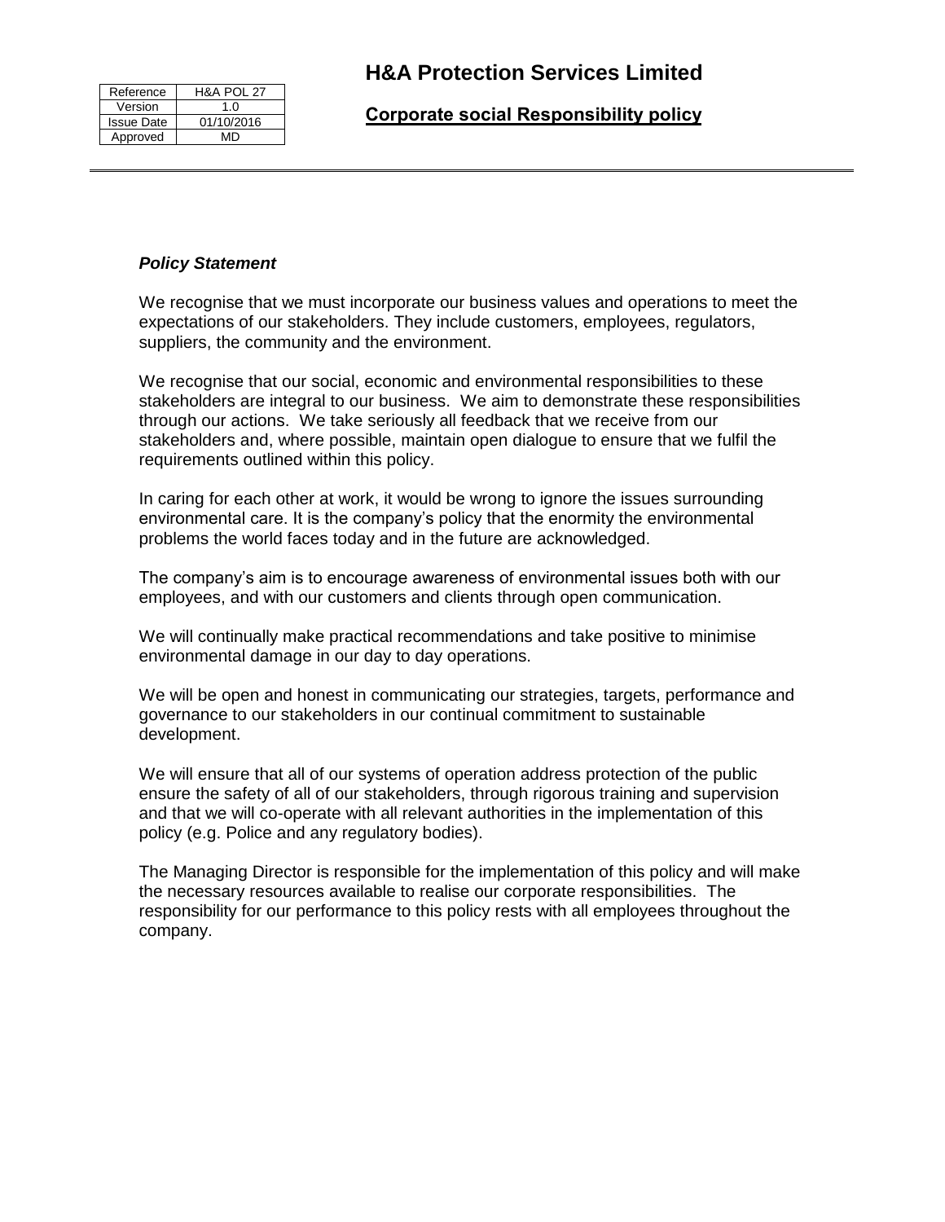| Reference | H&A POL 27 |
| --- | --- |
| Version | 1.0 |
| Issue Date | 01/10/2016 |
| Approved | MD |

# H&A Protection Services Limited

## Corporate social Responsibility policy

***Policy Statement***

We recognise that we must incorporate our business values and operations to meet the expectations of our stakeholders. They include customers, employees, regulators, suppliers, the community and the environment.

We recognise that our social, economic and environmental responsibilities to these stakeholders are integral to our business. We aim to demonstrate these responsibilities through our actions. We take seriously all feedback that we receive from our stakeholders and, where possible, maintain open dialogue to ensure that we fulfil the requirements outlined within this policy.

In caring for each other at work, it would be wrong to ignore the issues surrounding environmental care. It is the company's policy that the enormity the environmental problems the world faces today and in the future are acknowledged.

The company's aim is to encourage awareness of environmental issues both with our employees, and with our customers and clients through open communication.

We will continually make practical recommendations and take positive to minimise environmental damage in our day to day operations.

We will be open and honest in communicating our strategies, targets, performance and governance to our stakeholders in our continual commitment to sustainable development.

We will ensure that all of our systems of operation address protection of the public ensure the safety of all of our stakeholders, through rigorous training and supervision and that we will co-operate with all relevant authorities in the implementation of this policy (e.g. Police and any regulatory bodies).

The Managing Director is responsible for the implementation of this policy and will make the necessary resources available to realise our corporate responsibilities. The responsibility for our performance to this policy rests with all employees throughout the company.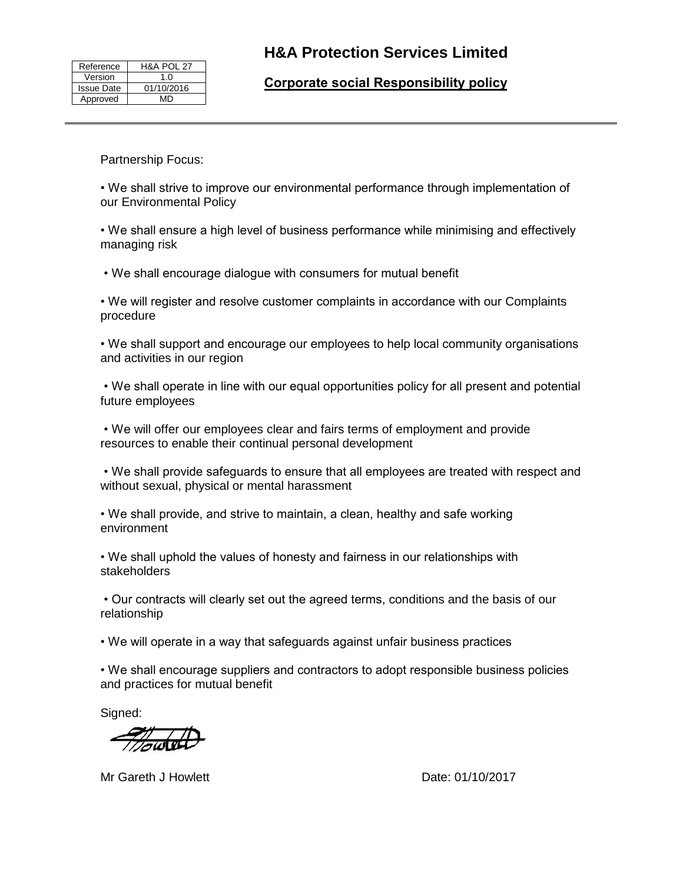| Reference | H&A POL 27 |
| --- | --- |
| Version | 1.0 |
| Issue Date | 01/10/2016 |
| Approved | MD |

# H&A Protection Services Limited

## Corporate social Responsibility policy

---

Partnership Focus:

• We shall strive to improve our environmental performance through implementation of our Environmental Policy

• We shall ensure a high level of business performance while minimising and effectively managing risk

• We shall encourage dialogue with consumers for mutual benefit

• We will register and resolve customer complaints in accordance with our Complaints procedure

• We shall support and encourage our employees to help local community organisations and activities in our region

• We shall operate in line with our equal opportunities policy for all present and potential future employees

• We will offer our employees clear and fairs terms of employment and provide resources to enable their continual personal development

• We shall provide safeguards to ensure that all employees are treated with respect and without sexual, physical or mental harassment

• We shall provide, and strive to maintain, a clean, healthy and safe working environment

• We shall uphold the values of honesty and fairness in our relationships with stakeholders

• Our contracts will clearly set out the agreed terms, conditions and the basis of our relationship

• We will operate in a way that safeguards against unfair business practices

• We shall encourage suppliers and contractors to adopt responsible business policies and practices for mutual benefit

Signed:

Mr Gareth J Howlett

Date: 01/10/2017